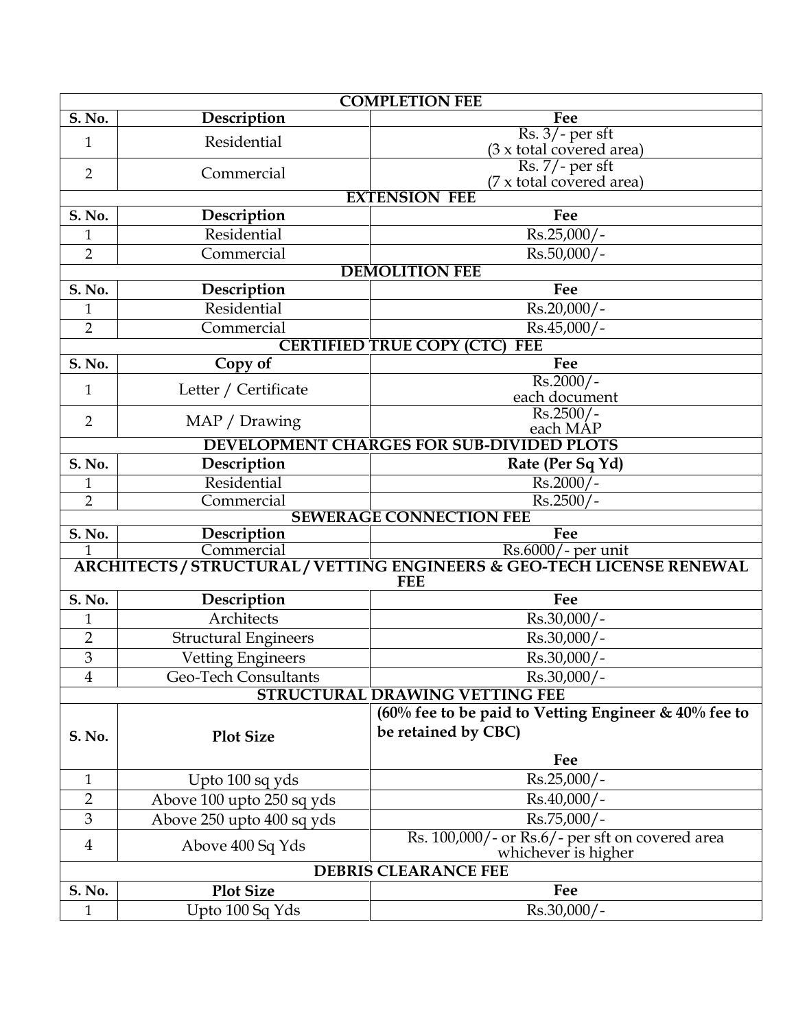## COMPLETION FEE

| S. No. | Description | Fee |
|---|---|---|
| 1 | Residential | Rs. 3/- per sft (3 x total covered area) |
| 2 | Commercial | Rs. 7/- per sft (7 x total covered area) |

## EXTENSION FEE

| S. No. | Description | Fee |
|---|---|---|
| 1 | Residential | Rs.25,000/- |
| 2 | Commercial | Rs.50,000/- |

## DEMOLITION FEE

| S. No. | Description | Fee |
|---|---|---|
| 1 | Residential | Rs.20,000/- |
| 2 | Commercial | Rs.45,000/- |

## CERTIFIED TRUE COPY (CTC) FEE

| S. No. | Copy of | Fee |
|---|---|---|
| 1 | Letter / Certificate | Rs.2000/- each document |
| 2 | MAP / Drawing | Rs.2500/- each MAP |

## DEVELOPMENT CHARGES FOR SUB-DIVIDED PLOTS

| S. No. | Description | Rate (Per Sq Yd) |
|---|---|---|
| 1 | Residential | Rs.2000/- |
| 2 | Commercial | Rs.2500/- |

## SEWERAGE CONNECTION FEE

| S. No. | Description | Fee |
|---|---|---|
| 1 | Commercial | Rs.6000/- per unit |

## ARCHITECTS / STRUCTURAL / VETTING ENGINEERS & GEO-TECH LICENSE RENEWAL FEE

| S. No. | Description | Fee |
|---|---|---|
| 1 | Architects | Rs.30,000/- |
| 2 | Structural Engineers | Rs.30,000/- |
| 3 | Vetting Engineers | Rs.30,000/- |
| 4 | Geo-Tech Consultants | Rs.30,000/- |

## STRUCTURAL DRAWING VETTING FEE

| S. No. | Plot Size | (60% fee to be paid to Vetting Engineer & 40% fee to be retained by CBC) Fee |
|---|---|---|
| 1 | Upto 100 sq yds | Rs.25,000/- |
| 2 | Above 100 upto 250 sq yds | Rs.40,000/- |
| 3 | Above 250 upto 400 sq yds | Rs.75,000/- |
| 4 | Above 400 Sq Yds | Rs. 100,000/- or Rs.6/- per sft on covered area whichever is higher |

## DEBRIS CLEARANCE FEE

| S. No. | Plot Size | Fee |
|---|---|---|
| 1 | Upto 100 Sq Yds | Rs.30,000/- |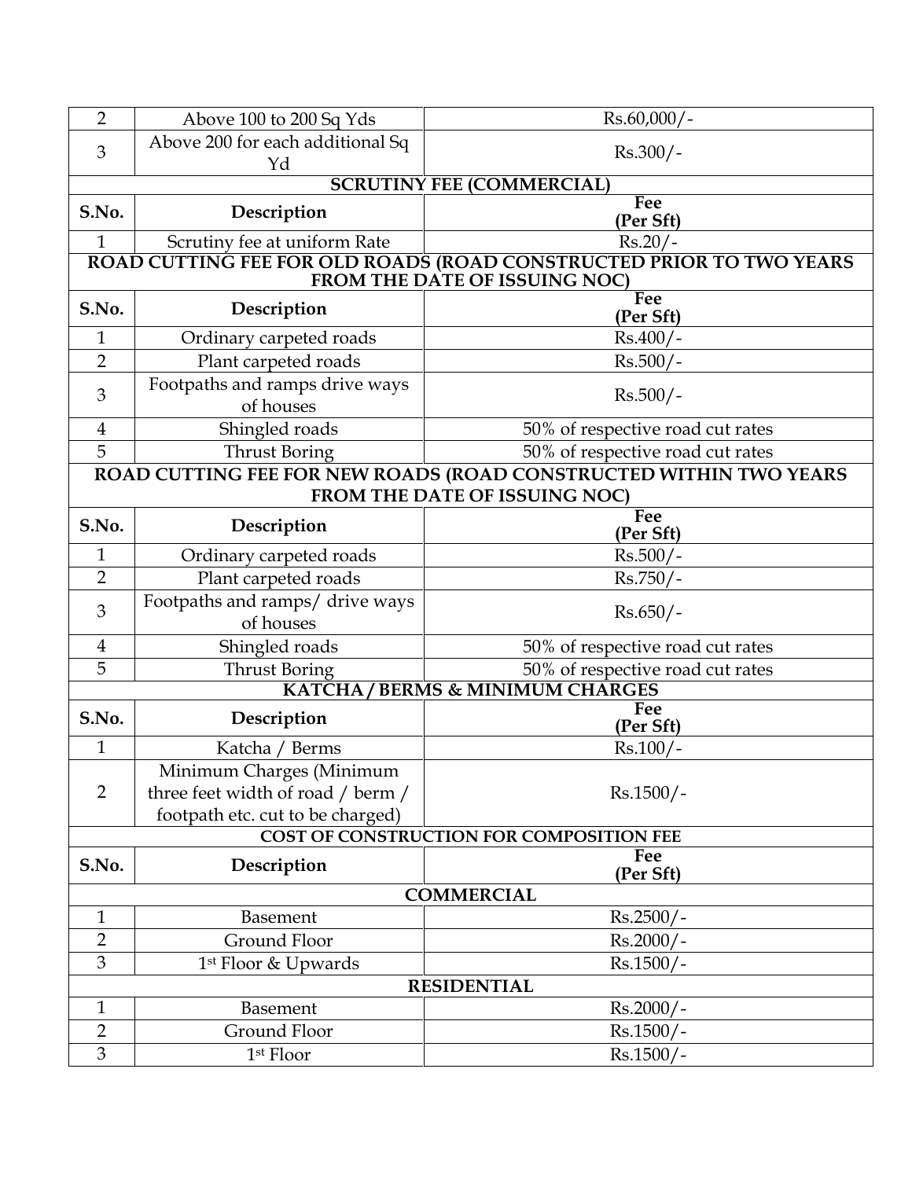| 2 | Above 100 to 200 Sq Yds | Rs.60,000/- |
|---|---|---|
| 3 | Above 200 for each additional Sq Yd | Rs.300/- |
| **SCRUTINY FEE (COMMERCIAL)** | | |
| **S.No.** | **Description** | **Fee (Per Sft)** |
| 1 | Scrutiny fee at uniform Rate | Rs.20/- |
| **ROAD CUTTING FEE FOR OLD ROADS (ROAD CONSTRUCTED PRIOR TO TWO YEARS FROM THE DATE OF ISSUING NOC)** | | |
| **S.No.** | **Description** | **Fee (Per Sft)** |
| 1 | Ordinary carpeted roads | Rs.400/- |
| 2 | Plant carpeted roads | Rs.500/- |
| 3 | Footpaths and ramps drive ways of houses | Rs.500/- |
| 4 | Shingled roads | 50% of respective road cut rates |
| 5 | Thrust Boring | 50% of respective road cut rates |
| **ROAD CUTTING FEE FOR NEW ROADS (ROAD CONSTRUCTED WITHIN TWO YEARS FROM THE DATE OF ISSUING NOC)** | | |
| **S.No.** | **Description** | **Fee (Per Sft)** |
| 1 | Ordinary carpeted roads | Rs.500/- |
| 2 | Plant carpeted roads | Rs.750/- |
| 3 | Footpaths and ramps/ drive ways of houses | Rs.650/- |
| 4 | Shingled roads | 50% of respective road cut rates |
| 5 | Thrust Boring | 50% of respective road cut rates |
| **KATCHA / BERMS & MINIMUM CHARGES** | | |
| **S.No.** | **Description** | **Fee (Per Sft)** |
| 1 | Katcha / Berms | Rs.100/- |
| 2 | Minimum Charges (Minimum three feet width of road / berm / footpath etc. cut to be charged) | Rs.1500/- |
| **COST OF CONSTRUCTION FOR COMPOSITION FEE** | | |
| **S.No.** | **Description** | **Fee (Per Sft)** |
| **COMMERCIAL** | | |
| 1 | Basement | Rs.2500/- |
| 2 | Ground Floor | Rs.2000/- |
| 3 | 1st Floor & Upwards | Rs.1500/- |
| **RESIDENTIAL** | | |
| 1 | Basement | Rs.2000/- |
| 2 | Ground Floor | Rs.1500/- |
| 3 | 1st Floor | Rs.1500/- |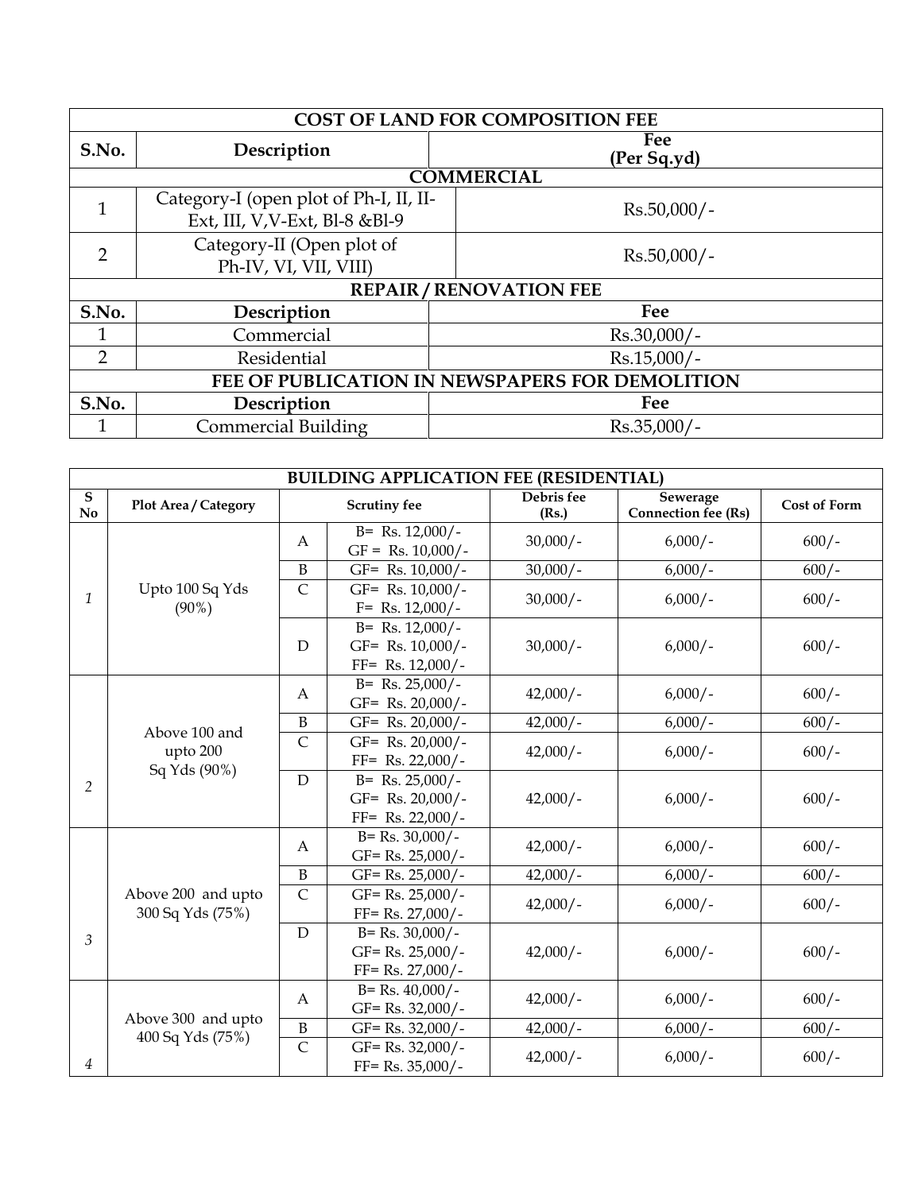| COST OF LAND FOR COMPOSITION FEE | | |
|---|---|---|
| S.No. | Description | Fee (Per Sq.yd) |
| COMMERCIAL | | |
| 1 | Category-I (open plot of Ph-I, II, II-Ext, III, V,V-Ext, Bl-8 &Bl-9 | Rs.50,000/- |
| 2 | Category-II (Open plot of Ph-IV, VI, VII, VIII) | Rs.50,000/- |
| REPAIR / RENOVATION FEE | | |
| S.No. | Description | Fee |
| 1 | Commercial | Rs.30,000/- |
| 2 | Residential | Rs.15,000/- |
| FEE OF PUBLICATION IN NEWSPAPERS FOR DEMOLITION | | |
| S.No. | Description | Fee |
| 1 | Commercial Building | Rs.35,000/- |

| BUILDING APPLICATION FEE (RESIDENTIAL) | | | | | | |
|---|---|---|---|---|---|---|
| S No | Plot Area / Category | Scrutiny fee | | Debris fee (Rs.) | Sewerage Connection fee (Rs) | Cost of Form |
| 1 | Upto 100 Sq Yds (90%) | A | B= Rs. 12,000/- GF = Rs. 10,000/- | 30,000/- | 6,000/- | 600/- |
| | | B | GF= Rs. 10,000/- | 30,000/- | 6,000/- | 600/- |
| | | C | GF= Rs. 10,000/- F= Rs. 12,000/- | 30,000/- | 6,000/- | 600/- |
| | | D | B= Rs. 12,000/- GF= Rs. 10,000/- FF= Rs. 12,000/- | 30,000/- | 6,000/- | 600/- |
| 2 | Above 100 and upto 200 Sq Yds (90%) | A | B= Rs. 25,000/- GF= Rs. 20,000/- | 42,000/- | 6,000/- | 600/- |
| | | B | GF= Rs. 20,000/- | 42,000/- | 6,000/- | 600/- |
| | | C | GF= Rs. 20,000/- FF= Rs. 22,000/- | 42,000/- | 6,000/- | 600/- |
| | | D | B= Rs. 25,000/- GF= Rs. 20,000/- FF= Rs. 22,000/- | 42,000/- | 6,000/- | 600/- |
| 3 | Above 200 and upto 300 Sq Yds (75%) | A | B= Rs. 30,000/- GF= Rs. 25,000/- | 42,000/- | 6,000/- | 600/- |
| | | B | GF= Rs. 25,000/- | 42,000/- | 6,000/- | 600/- |
| | | C | GF= Rs. 25,000/- FF= Rs. 27,000/- | 42,000/- | 6,000/- | 600/- |
| | | D | B= Rs. 30,000/- GF= Rs. 25,000/- FF= Rs. 27,000/- | 42,000/- | 6,000/- | 600/- |
| 4 | Above 300 and upto 400 Sq Yds (75%) | A | B= Rs. 40,000/- GF= Rs. 32,000/- | 42,000/- | 6,000/- | 600/- |
| | | B | GF= Rs. 32,000/- | 42,000/- | 6,000/- | 600/- |
| | | C | GF= Rs. 32,000/- FF= Rs. 35,000/- | 42,000/- | 6,000/- | 600/- |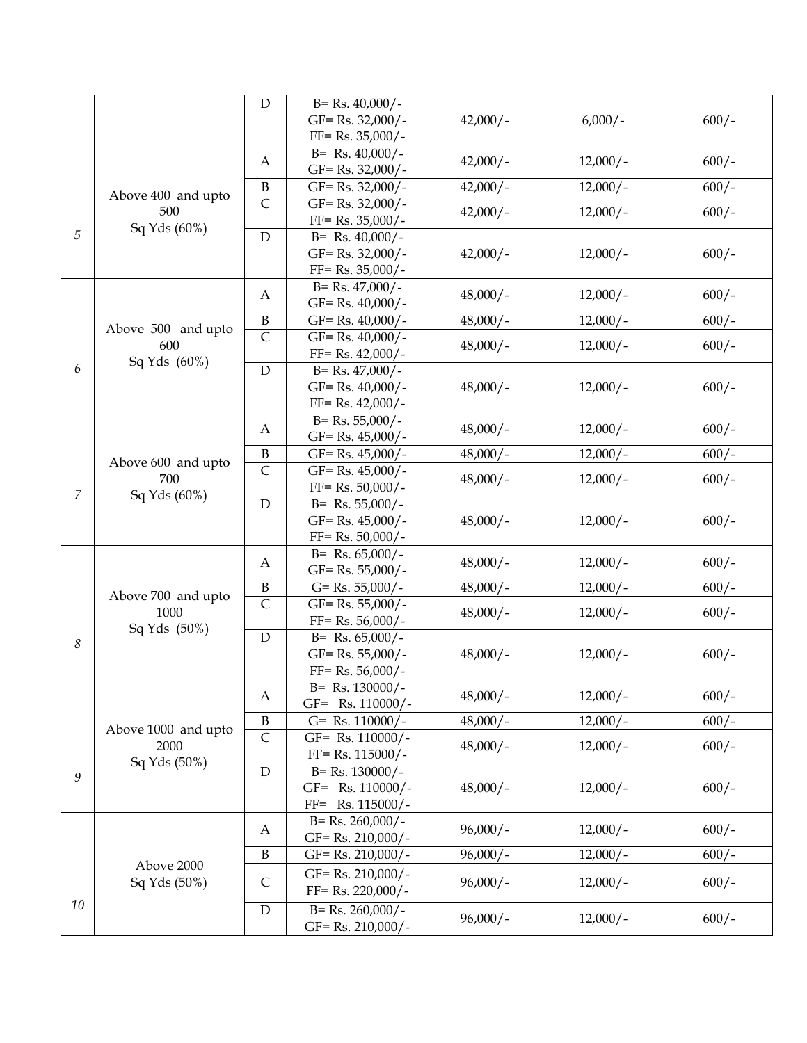| | | D | B= Rs. 40,000/-<br>GF= Rs. 32,000/-<br>FF= Rs. 35,000/- | 42,000/- | 6,000/- | 600/- |
|---|---|---|---|---|---|---|
| 5 | Above 400 and upto 500 Sq Yds (60%) | A | B= Rs. 40,000/-<br>GF= Rs. 32,000/- | 42,000/- | 12,000/- | 600/- |
| | | B | GF= Rs. 32,000/- | 42,000/- | 12,000/- | 600/- |
| | | C | GF= Rs. 32,000/-<br>FF= Rs. 35,000/- | 42,000/- | 12,000/- | 600/- |
| | | D | B= Rs. 40,000/-<br>GF= Rs. 32,000/-<br>FF= Rs. 35,000/- | 42,000/- | 12,000/- | 600/- |
| 6 | Above 500 and upto 600 Sq Yds (60%) | A | B= Rs. 47,000/-<br>GF= Rs. 40,000/- | 48,000/- | 12,000/- | 600/- |
| | | B | GF= Rs. 40,000/- | 48,000/- | 12,000/- | 600/- |
| | | C | GF= Rs. 40,000/-<br>FF= Rs. 42,000/- | 48,000/- | 12,000/- | 600/- |
| | | D | B= Rs. 47,000/-<br>GF= Rs. 40,000/-<br>FF= Rs. 42,000/- | 48,000/- | 12,000/- | 600/- |
| 7 | Above 600 and upto 700 Sq Yds (60%) | A | B= Rs. 55,000/-<br>GF= Rs. 45,000/- | 48,000/- | 12,000/- | 600/- |
| | | B | GF= Rs. 45,000/- | 48,000/- | 12,000/- | 600/- |
| | | C | GF= Rs. 45,000/-<br>FF= Rs. 50,000/- | 48,000/- | 12,000/- | 600/- |
| | | D | B= Rs. 55,000/-<br>GF= Rs. 45,000/-<br>FF= Rs. 50,000/- | 48,000/- | 12,000/- | 600/- |
| 8 | Above 700 and upto 1000 Sq Yds (50%) | A | B= Rs. 65,000/-<br>GF= Rs. 55,000/- | 48,000/- | 12,000/- | 600/- |
| | | B | G= Rs. 55,000/- | 48,000/- | 12,000/- | 600/- |
| | | C | GF= Rs. 55,000/-<br>FF= Rs. 56,000/- | 48,000/- | 12,000/- | 600/- |
| | | D | B= Rs. 65,000/-<br>GF= Rs. 55,000/-<br>FF= Rs. 56,000/- | 48,000/- | 12,000/- | 600/- |
| 9 | Above 1000 and upto 2000 Sq Yds (50%) | A | B= Rs. 130000/-<br>GF= Rs. 110000/- | 48,000/- | 12,000/- | 600/- |
| | | B | G= Rs. 110000/- | 48,000/- | 12,000/- | 600/- |
| | | C | GF= Rs. 110000/-<br>FF= Rs. 115000/- | 48,000/- | 12,000/- | 600/- |
| | | D | B= Rs. 130000/-<br>GF= Rs. 110000/-<br>FF= Rs. 115000/- | 48,000/- | 12,000/- | 600/- |
| 10 | Above 2000 Sq Yds (50%) | A | B= Rs. 260,000/-<br>GF= Rs. 210,000/- | 96,000/- | 12,000/- | 600/- |
| | | B | GF= Rs. 210,000/- | 96,000/- | 12,000/- | 600/- |
| | | C | GF= Rs. 210,000/-<br>FF= Rs. 220,000/- | 96,000/- | 12,000/- | 600/- |
| | | D | B= Rs. 260,000/-<br>GF= Rs. 210,000/- | 96,000/- | 12,000/- | 600/- |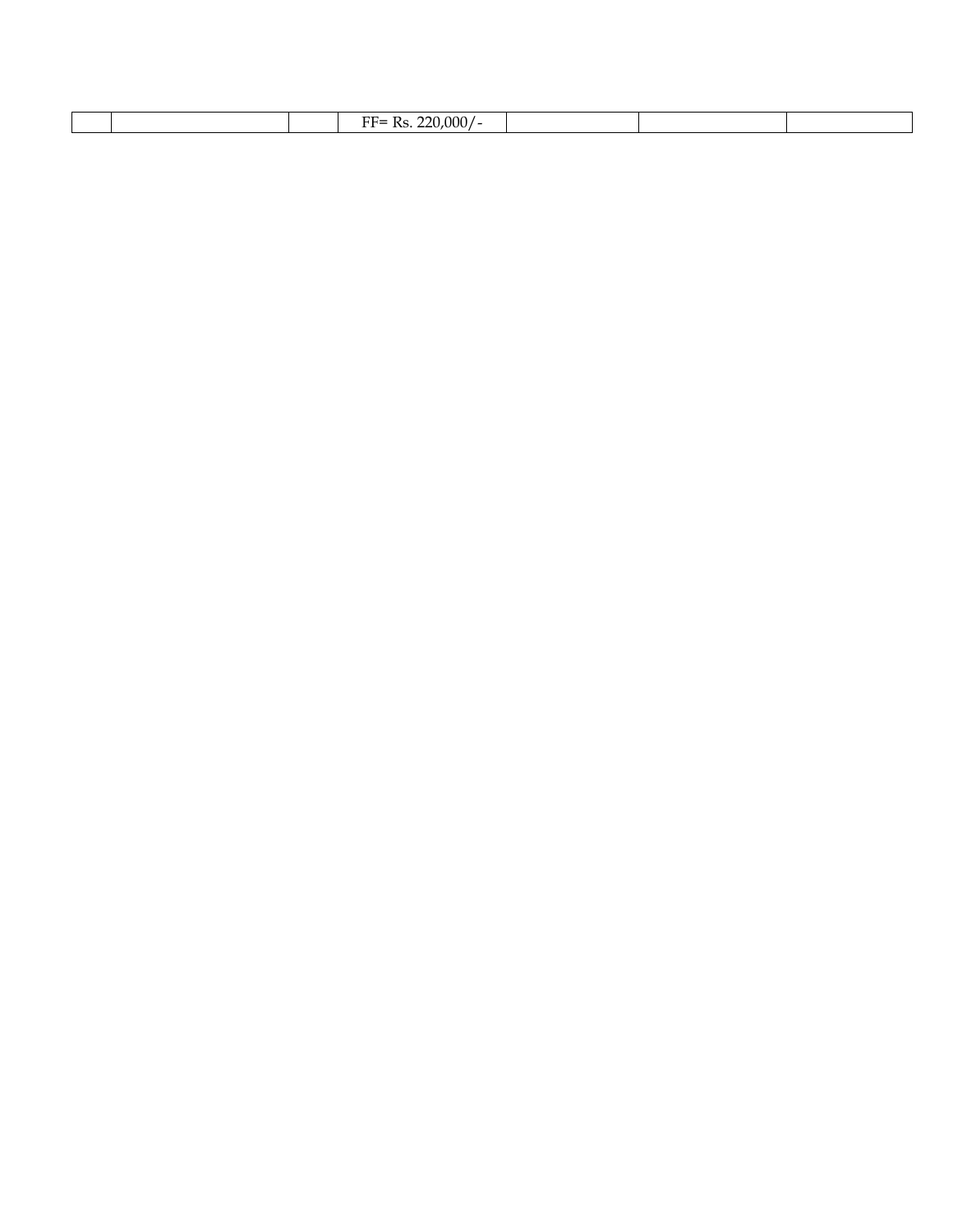| | | | | | | |
|---|---|---|---|---|---|---|
| | | | FF= Rs. 220,000/- | | | |